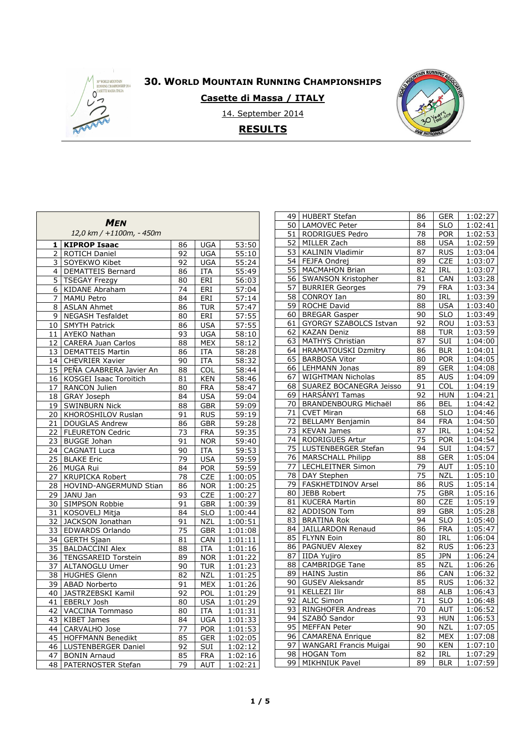# 30. WORLD MOUNTAIN RUNNING CHAMPIONSHIPS

## Casette di Massa / ITALY

14. September 2014

## RESULTS

| *MEN* | | | | |
|---|---|---|---|---|
| *12,0 km / +1100m, - 450m* | | | | |
| **1** | **KIPROP Isaac** | 86 | UGA | 53:50 |
| 2 | ROTICH Daniel | 92 | UGA | 55:10 |
| 3 | SOYEKWO Kibet | 92 | UGA | 55:24 |
| 4 | DEMATTEIS Bernard | 86 | ITA | 55:49 |
| 5 | TSEGAY Frezgy | 80 | ERI | 56:03 |
| 6 | KIDANE Abraham | 74 | ERI | 57:04 |
| 7 | MAMU Petro | 84 | ERI | 57:14 |
| 8 | ASLAN Ahmet | 86 | TUR | 57:47 |
| 9 | NEGASH Tesfaldet | 80 | ERI | 57:55 |
| 10 | SMYTH Patrick | 86 | USA | 57:55 |
| 11 | AYEKO Nathan | 93 | UGA | 58:10 |
| 12 | CARERA Juan Carlos | 88 | MEX | 58:12 |
| 13 | DEMATTEIS Martin | 86 | ITA | 58:28 |
| 14 | CHEVRIER Xavier | 90 | ITA | 58:32 |
| 15 | PEÑA CAABRERA Javier An | 88 | COL | 58:44 |
| 16 | KOSGEI Isaac Toroitich | 81 | KEN | 58:46 |
| 17 | RANCON Julien | 80 | FRA | 58:47 |
| 18 | GRAY Joseph | 84 | USA | 59:04 |
| 19 | SWINBURN Nick | 88 | GBR | 59:09 |
| 20 | KHOROSHILOV Ruslan | 91 | RUS | 59:19 |
| 21 | DOUGLAS Andrew | 86 | GBR | 59:28 |
| 22 | FLEURETON Cedric | 73 | FRA | 59:35 |
| 23 | BUGGE Johan | 91 | NOR | 59:40 |
| 24 | CAGNATI Luca | 90 | ITA | 59:53 |
| 25 | BLAKE Eric | 79 | USA | 59:59 |
| 26 | MUGA Rui | 84 | POR | 59:59 |
| 27 | KRUPICKA Robert | 78 | CZE | 1:00:05 |
| 28 | HOVIND-ANGERMUND Stian | 86 | NOR | 1:00:25 |
| 29 | JANU Jan | 93 | CZE | 1:00:27 |
| 30 | SIMPSON Robbie | 91 | GBR | 1:00:39 |
| 31 | KOSOVELJ Mitja | 84 | SLO | 1:00:44 |
| 32 | JACKSON Jonathan | 91 | NZL | 1:00:51 |
| 33 | EDWARDS Orlando | 75 | GBR | 1:01:08 |
| 34 | GERTH Sjaan | 81 | CAN | 1:01:11 |
| 35 | BALDACCINI Alex | 88 | ITA | 1:01:16 |
| 36 | TENGSAREID Torstein | 89 | NOR | 1:01:22 |
| 37 | ALTANOGLU Umer | 90 | TUR | 1:01:23 |
| 38 | HUGHES Glenn | 82 | NZL | 1:01:25 |
| 39 | ABAD Norberto | 91 | MEX | 1:01:26 |
| 40 | JASTRZEBSKI Kamil | 92 | POL | 1:01:29 |
| 41 | EBERLY Josh | 80 | USA | 1:01:29 |
| 42 | VACCINA Tommaso | 80 | ITA | 1:01:31 |
| 43 | KIBET James | 84 | UGA | 1:01:33 |
| 44 | CARVALHO Jose | 77 | POR | 1:01:53 |
| 45 | HOFFMANN Benedikt | 85 | GER | 1:02:05 |
| 46 | LUSTENBERGER Daniel | 92 | SUI | 1:02:12 |
| 47 | BONIN Arnaud | 85 | FRA | 1:02:16 |
| 48 | PATERNOSTER Stefan | 79 | AUT | 1:02:21 |
| 49 | HUBERT Stefan | 86 | GER | 1:02:27 |
| 50 | LAMOVEC Peter | 84 | SLO | 1:02:41 |
| 51 | RODRIGUES Pedro | 78 | POR | 1:02:53 |
| 52 | MILLER Zach | 88 | USA | 1:02:59 |
| 53 | KALININ Vladimir | 87 | RUS | 1:03:04 |
| 54 | FEJFA Ondrej | 89 | CZE | 1:03:07 |
| 55 | MACMAHON Brian | 82 | IRL | 1:03:07 |
| 56 | SWANSON Kristopher | 81 | CAN | 1:03:28 |
| 57 | BURRIER Georges | 79 | FRA | 1:03:34 |
| 58 | CONROY Ian | 80 | IRL | 1:03:39 |
| 59 | ROCHE David | 88 | USA | 1:03:40 |
| 60 | BREGAR Gasper | 90 | SLO | 1:03:49 |
| 61 | GYORGY SZABOLCS Istvan | 92 | ROU | 1:03:53 |
| 62 | KAZAN Deniz | 88 | TUR | 1:03:59 |
| 63 | MATHYS Christian | 87 | SUI | 1:04:00 |
| 64 | HRAMATOUSKI Dzmitry | 86 | BLR | 1:04:01 |
| 65 | BARBOSA Vitor | 80 | POR | 1:04:05 |
| 66 | LEHMANN Jonas | 89 | GER | 1:04:08 |
| 67 | WIGHTMAN Nicholas | 85 | AUS | 1:04:09 |
| 68 | SUAREZ BOCANEGRA Jeisso | 91 | COL | 1:04:19 |
| 69 | HARSÁNYI Tamas | 92 | HUN | 1:04:21 |
| 70 | BRANDENBOURG Michaël | 86 | BEL | 1:04:42 |
| 71 | CVET Miran | 68 | SLO | 1:04:46 |
| 72 | BELLAMY Benjamin | 84 | FRA | 1:04:50 |
| 73 | KEVAN James | 87 | IRL | 1:04:52 |
| 74 | RODRIGUES Artur | 75 | POR | 1:04:54 |
| 75 | LUSTENBERGER Stefan | 94 | SUI | 1:04:57 |
| 76 | MARSCHALL Philipp | 88 | GER | 1:05:04 |
| 77 | LECHLEITNER Simon | 79 | AUT | 1:05:10 |
| 78 | DAY Stephen | 75 | NZL | 1:05:10 |
| 79 | FASKHETDINOV Arsel | 86 | RUS | 1:05:14 |
| 80 | JEBB Robert | 75 | GBR | 1:05:16 |
| 81 | KUCERA Martin | 80 | CZE | 1:05:19 |
| 82 | ADDISON Tom | 89 | GBR | 1:05:28 |
| 83 | BRATINA Rok | 94 | SLO | 1:05:40 |
| 84 | JAILLARDON Renaud | 86 | FRA | 1:05:47 |
| 85 | FLYNN Eoin | 80 | IRL | 1:06:04 |
| 86 | PAGNUEV Alexey | 82 | RUS | 1:06:23 |
| 87 | IIDA Yujiro | 85 | JPN | 1:06:24 |
| 88 | CAMBRIDGE Tane | 85 | NZL | 1:06:26 |
| 89 | HAINS Justin | 86 | CAN | 1:06:32 |
| 90 | GUSEV Aleksandr | 85 | RUS | 1:06:32 |
| 91 | KELLEZI Ilir | 88 | ALB | 1:06:43 |
| 92 | ALIC Simon | 71 | SLO | 1:06:48 |
| 93 | RINGHOFER Andreas | 70 | AUT | 1:06:52 |
| 94 | SZABÓ Sandor | 93 | HUN | 1:06:53 |
| 95 | MEFFAN Peter | 90 | NZL | 1:07:05 |
| 96 | CAMARENA Enrique | 82 | MEX | 1:07:08 |
| 97 | WANGARI Francis Muigai | 90 | KEN | 1:07:10 |
| 98 | HOGAN Tom | 82 | IRL | 1:07:29 |
| 99 | MIKHNIUK Pavel | 89 | BLR | 1:07:59 |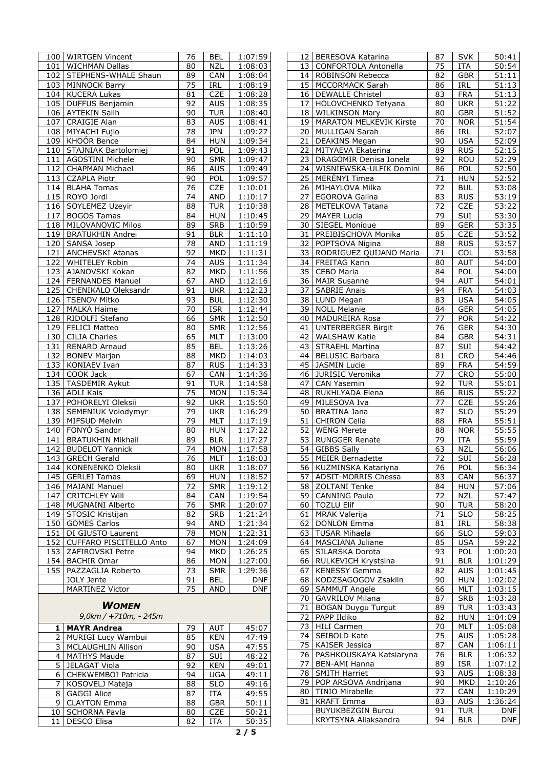| | | | | |
|---|---|---|---|---|
| 100 | WIRTGEN Vincent | 76 | BEL | 1:07:59 |
| 101 | WICHMAN Dallas | 80 | NZL | 1:08:03 |
| 102 | STEPHENS-WHALE Shaun | 89 | CAN | 1:08:04 |
| 103 | MINNOCK Barry | 75 | IRL | 1:08:19 |
| 104 | KUCERA Lukas | 81 | CZE | 1:08:28 |
| 105 | DUFFUS Benjamin | 92 | AUS | 1:08:35 |
| 106 | AYTEKIN Salih | 90 | TUR | 1:08:40 |
| 107 | CRAIGIE Alan | 83 | AUS | 1:08:41 |
| 108 | MIYACHI Fujio | 78 | JPN | 1:09:27 |
| 109 | KHOÓR Bence | 84 | HUN | 1:09:34 |
| 110 | STAJNIAK Bartolomiej | 91 | POL | 1:09:43 |
| 111 | AGOSTINI Michele | 90 | SMR | 1:09:47 |
| 112 | CHAPMAN Michael | 86 | AUS | 1:09:49 |
| 113 | CZAPLA Piotr | 90 | POL | 1:09:57 |
| 114 | BLAHA Tomas | 76 | CZE | 1:10:01 |
| 115 | ROYO Jordi | 74 | AND | 1:10:17 |
| 116 | SOYLEMEZ Uzeyir | 88 | TUR | 1:10:38 |
| 117 | BOGOS Tamas | 84 | HUN | 1:10:45 |
| 118 | MILOVANOVIC Milos | 89 | SRB | 1:10:59 |
| 119 | BRATUKHIN Andrei | 91 | BLR | 1:11:10 |
| 120 | SANSA Josep | 78 | AND | 1:11:19 |
| 121 | ANCHEVSKI Atanas | 92 | MKD | 1:11:31 |
| 122 | WHITELEY Robin | 74 | AUS | 1:11:34 |
| 123 | AJANOVSKI Kokan | 82 | MKD | 1:11:56 |
| 124 | FERNANDES Manuel | 67 | AND | 1:12:16 |
| 125 | CHENIKALO Oleksandr | 91 | UKR | 1:12:23 |
| 126 | TSENOV Mitko | 93 | BUL | 1:12:30 |
| 127 | MALKA Haime | 70 | ISR | 1:12:44 |
| 128 | RIDOLFI Stefano | 66 | SMR | 1:12:50 |
| 129 | FELICI Matteo | 80 | SMR | 1:12:56 |
| 130 | CILIA Charles | 65 | MLT | 1:13:00 |
| 131 | RENARD Arnaud | 85 | BEL | 1:13:26 |
| 132 | BONEV Marjan | 88 | MKD | 1:14:03 |
| 133 | KONIAEV Ivan | 87 | RUS | 1:14:33 |
| 134 | COOK Jack | 67 | CAN | 1:14:36 |
| 135 | TASDEMIR Aykut | 91 | TUR | 1:14:58 |
| 136 | ADLI Kais | 75 | MON | 1:15:34 |
| 137 | POHORELYI Oleksii | 92 | UKR | 1:15:50 |
| 138 | SEMENIUK Volodymyr | 79 | UKR | 1:16:29 |
| 139 | MIFSUD Melvin | 79 | MLT | 1:17:19 |
| 140 | FONYÓ Sandor | 80 | HUN | 1:17:22 |
| 141 | BRATUKHIN Mikhail | 89 | BLR | 1:17:27 |
| 142 | BUDELOT Yannick | 74 | MON | 1:17:58 |
| 143 | GRECH Gerald | 76 | MLT | 1:18:03 |
| 144 | KONENENKO Oleksii | 80 | UKR | 1:18:07 |
| 145 | GERLEI Tamas | 69 | HUN | 1:18:52 |
| 146 | MAIANI Manuel | 72 | SMR | 1:19:12 |
| 147 | CRITCHLEY Will | 84 | CAN | 1:19:54 |
| 148 | MUGNAINI Alberto | 76 | SMR | 1:20:07 |
| 149 | STOSIC Kristijan | 82 | SRB | 1:21:24 |
| 150 | GOMES Carlos | 94 | AND | 1:21:34 |
| 151 | DI GIUSTO Laurent | 78 | MON | 1:22:31 |
| 152 | CUFFARO PISCITELLO Anto | 67 | MON | 1:24:09 |
| 153 | ZAFIROVSKI Petre | 94 | MKD | 1:26:25 |
| 154 | BACHIR Omar | 86 | MON | 1:27:00 |
| 155 | PAZZAGLIA Roberto | 73 | SMR | 1:29:36 |
| | JOLY Jente | 91 | BEL | DNF |
| | MARTINEZ Victor | 75 | AND | DNF |

## *WOMEN*

*9,0km / +710m, - 245m*

| | | | | |
|---|---|---|---|---|
| **1** | **MAYR Andrea** | 79 | AUT | 45:07 |
| 2 | MURIGI Lucy Wambui | 85 | KEN | 47:49 |
| 3 | MCLAUGHLIN Allison | 90 | USA | 47:55 |
| 4 | MATHYS Maude | 87 | SUI | 48:22 |
| 5 | JELAGAT Viola | 92 | KEN | 49:01 |
| 6 | CHEKWEMBOI Patricia | 94 | UGA | 49:11 |
| 7 | KOSOVELJ Mateja | 88 | SLO | 49:16 |
| 8 | GAGGI Alice | 87 | ITA | 49:55 |
| 9 | CLAYTON Emma | 88 | GBR | 50:11 |
| 10 | SCHORNA Pavla | 80 | CZE | 50:21 |
| 11 | DESCO Elisa | 82 | ITA | 50:35 |
| 12 | BERESOVA Katarina | 87 | SVK | 50:41 |
| 13 | CONFORTOLA Antonella | 75 | ITA | 50:54 |
| 14 | ROBINSON Rebecca | 82 | GBR | 51:11 |
| 15 | MCCORMACK Sarah | 86 | IRL | 51:13 |
| 16 | DEWALLE Christel | 83 | FRA | 51:13 |
| 17 | HOLOVCHENKO Tetyana | 80 | UKR | 51:22 |
| 18 | WILKINSON Mary | 80 | GBR | 51:52 |
| 19 | MARATON MELKEVIK Kirste | 70 | NOR | 51:54 |
| 20 | MULLIGAN Sarah | 86 | IRL | 52:07 |
| 21 | DEAKINS Megan | 90 | USA | 52:09 |
| 22 | MITYAEVA Ekaterina | 89 | RUS | 52:15 |
| 23 | DRAGOMIR Denisa Ionela | 92 | ROU | 52:29 |
| 24 | WISNIEWSKA-ULFIK Domini | 86 | POL | 52:50 |
| 25 | MERÉNYI Timea | 71 | HUN | 52:52 |
| 26 | MIHAYLOVA Milka | 72 | BUL | 53:08 |
| 27 | EGOROVA Galina | 83 | RUS | 53:19 |
| 28 | METELKOVA Tatana | 72 | CZE | 53:22 |
| 29 | MAYER Lucia | 79 | SUI | 53:30 |
| 30 | SIEGEL Monique | 89 | GER | 53:35 |
| 31 | PREIBISCHOVA Monika | 85 | CZE | 53:52 |
| 32 | POPTSOVA Nigina | 88 | RUS | 53:57 |
| 33 | RODRIGUEZ QUIJANO Maria | 71 | COL | 53:58 |
| 34 | FREITAG Karin | 80 | AUT | 54:00 |
| 35 | CEBO Maria | 84 | POL | 54:00 |
| 36 | MAIR Susanne | 94 | AUT | 54:01 |
| 37 | SABRIE Anais | 94 | FRA | 54:03 |
| 38 | LUND Megan | 83 | USA | 54:05 |
| 39 | NOLL Melanie | 84 | GER | 54:05 |
| 40 | MADUREIRA Rosa | 77 | POR | 54:22 |
| 41 | UNTERBERGER Birgit | 76 | GER | 54:30 |
| 42 | WALSHAW Katie | 84 | GBR | 54:31 |
| 43 | STRAEHL Martina | 87 | SUI | 54:42 |
| 44 | BELUSIC Barbara | 81 | CRO | 54:46 |
| 45 | JASMIN Lucie | 89 | FRA | 54:59 |
| 46 | JURISIC Veronika | 77 | CRO | 55:00 |
| 47 | CAN Yasemin | 92 | TUR | 55:01 |
| 48 | RUKHLYADA Elena | 86 | RUS | 55:22 |
| 49 | MILESOVA Iva | 77 | CZE | 55:26 |
| 50 | BRATINA Jana | 87 | SLO | 55:29 |
| 51 | CHIRON Celia | 88 | FRA | 55:51 |
| 52 | WENG Merete | 88 | NOR | 55:55 |
| 53 | RUNGGER Renate | 79 | ITA | 55:59 |
| 54 | GIBBS Sally | 63 | NZL | 56:06 |
| 55 | MEIER Bernadette | 72 | SUI | 56:28 |
| 56 | KUZMINSKA Katariyna | 76 | POL | 56:34 |
| 57 | ADSIT-MORRIS Chessa | 83 | CAN | 56:37 |
| 58 | ZOLTANI Tenke | 84 | HUN | 57:06 |
| 59 | CANNING Paula | 72 | NZL | 57:47 |
| 60 | TOZLU Elif | 90 | TUR | 58:20 |
| 61 | MRAK Valerija | 71 | SLO | 58:25 |
| 62 | DONLON Emma | 81 | IRL | 58:38 |
| 63 | TUSAR Mihaela | 66 | SLO | 59:03 |
| 64 | MASCIANA Juliane | 85 | USA | 59:22 |
| 65 | SILARSKA Dorota | 93 | POL | 1:00:20 |
| 66 | RULKEVICH Krystsina | 91 | BLR | 1:01:29 |
| 67 | KENESSY Gemma | 82 | AUS | 1:01:45 |
| 68 | KODZSAGOGOV Zsaklin | 90 | HUN | 1:02:02 |
| 69 | SAMMUT Angele | 66 | MLT | 1:03:15 |
| 70 | GAVRILOV Milana | 87 | SRB | 1:03:28 |
| 71 | BOGAN Duygu Turgut | 89 | TUR | 1:03:43 |
| 72 | PAPP Ildiko | 82 | HUN | 1:04:09 |
| 73 | HILI Carmen | 70 | MLT | 1:05:08 |
| 74 | SEIBOLD Kate | 75 | AUS | 1:05:28 |
| 75 | KAISER Jessica | 87 | CAN | 1:06:11 |
| 76 | PASHKOUSKAYA Katsiaryna | 76 | BLR | 1:06:32 |
| 77 | BEN-AMI Hanna | 89 | ISR | 1:07:12 |
| 78 | SMITH Harriet | 93 | AUS | 1:08:38 |
| 79 | POP ARSOVA Andrijana | 90 | MKD | 1:10:26 |
| 80 | TINIO Mirabelle | 77 | CAN | 1:10:29 |
| 81 | KRAFT Emma | 83 | AUS | 1:36:24 |
| | BUYUKBEZGIN Burcu | 91 | TUR | DNF |
| | KRYTSYNA Aliaksandra | 94 | BLR | DNF |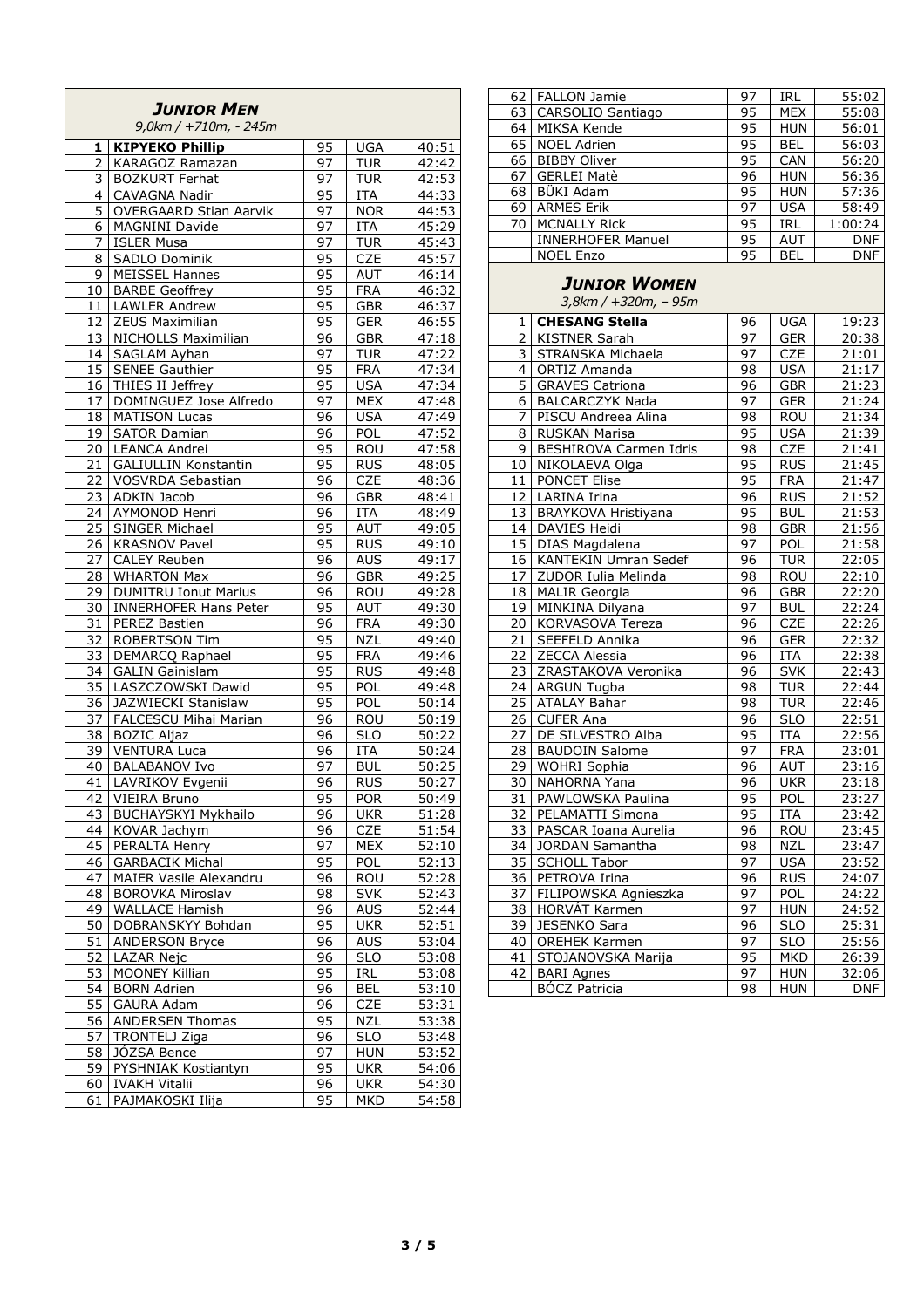## *JUNIOR MEN*

*9,0km / +710m, - 245m*

| | | | | |
|---|---|---|---|---|
| **1** | **KIPYEKO Phillip** | 95 | UGA | 40:51 |
| 2 | KARAGOZ Ramazan | 97 | TUR | 42:42 |
| 3 | BOZKURT Ferhat | 97 | TUR | 42:53 |
| 4 | CAVAGNA Nadir | 95 | ITA | 44:33 |
| 5 | OVERGAARD Stian Aarvik | 97 | NOR | 44:53 |
| 6 | MAGNINI Davide | 97 | ITA | 45:29 |
| 7 | ISLER Musa | 97 | TUR | 45:43 |
| 8 | SADLO Dominik | 95 | CZE | 45:57 |
| 9 | MEISSEL Hannes | 95 | AUT | 46:14 |
| 10 | BARBE Geoffrey | 95 | FRA | 46:32 |
| 11 | LAWLER Andrew | 95 | GBR | 46:37 |
| 12 | ZEUS Maximilian | 95 | GER | 46:55 |
| 13 | NICHOLLS Maximilian | 96 | GBR | 47:18 |
| 14 | SAGLAM Ayhan | 97 | TUR | 47:22 |
| 15 | SENEE Gauthier | 95 | FRA | 47:34 |
| 16 | THIES II Jeffrey | 95 | USA | 47:34 |
| 17 | DOMINGUEZ Jose Alfredo | 97 | MEX | 47:48 |
| 18 | MATISON Lucas | 96 | USA | 47:49 |
| 19 | SATOR Damian | 96 | POL | 47:52 |
| 20 | LEANCA Andrei | 95 | ROU | 47:58 |
| 21 | GALIULLIN Konstantin | 95 | RUS | 48:05 |
| 22 | VOSVRDA Sebastian | 96 | CZE | 48:36 |
| 23 | ADKIN Jacob | 96 | GBR | 48:41 |
| 24 | AYMONOD Henri | 96 | ITA | 48:49 |
| 25 | SINGER Michael | 95 | AUT | 49:05 |
| 26 | KRASNOV Pavel | 95 | RUS | 49:10 |
| 27 | CALEY Reuben | 96 | AUS | 49:17 |
| 28 | WHARTON Max | 96 | GBR | 49:25 |
| 29 | DUMITRU Ionut Marius | 96 | ROU | 49:28 |
| 30 | INNERHOFER Hans Peter | 95 | AUT | 49:30 |
| 31 | PEREZ Bastien | 96 | FRA | 49:30 |
| 32 | ROBERTSON Tim | 95 | NZL | 49:40 |
| 33 | DEMARCQ Raphael | 95 | FRA | 49:46 |
| 34 | GALIN Gainislam | 95 | RUS | 49:48 |
| 35 | LASZCZOWSKI Dawid | 95 | POL | 49:48 |
| 36 | JAZWIECKI Stanislaw | 95 | POL | 50:14 |
| 37 | FALCESCU Mihai Marian | 96 | ROU | 50:19 |
| 38 | BOZIC Aljaz | 96 | SLO | 50:22 |
| 39 | VENTURA Luca | 96 | ITA | 50:24 |
| 40 | BALABANOV Ivo | 97 | BUL | 50:25 |
| 41 | LAVRIKOV Evgenii | 96 | RUS | 50:27 |
| 42 | VIEIRA Bruno | 95 | POR | 50:49 |
| 43 | BUCHAYSKYI Mykhailo | 96 | UKR | 51:28 |
| 44 | KOVAR Jachym | 96 | CZE | 51:54 |
| 45 | PERALTA Henry | 97 | MEX | 52:10 |
| 46 | GARBACIK Michal | 95 | POL | 52:13 |
| 47 | MAIER Vasile Alexandru | 96 | ROU | 52:28 |
| 48 | BOROVKA Miroslav | 98 | SVK | 52:43 |
| 49 | WALLACE Hamish | 96 | AUS | 52:44 |
| 50 | DOBRANSKYY Bohdan | 95 | UKR | 52:51 |
| 51 | ANDERSON Bryce | 96 | AUS | 53:04 |
| 52 | LAZAR Nejc | 96 | SLO | 53:08 |
| 53 | MOONEY Killian | 95 | IRL | 53:08 |
| 54 | BORN Adrien | 96 | BEL | 53:10 |
| 55 | GAURA Adam | 96 | CZE | 53:31 |
| 56 | ANDERSEN Thomas | 95 | NZL | 53:38 |
| 57 | TRONTELJ Ziga | 96 | SLO | 53:48 |
| 58 | JÓZSA Bence | 97 | HUN | 53:52 |
| 59 | PYSHNIAK Kostiantyn | 95 | UKR | 54:06 |
| 60 | IVAKH Vitalii | 96 | UKR | 54:30 |
| 61 | PAJMAKOSKI Ilija | 95 | MKD | 54:58 |
| 62 | FALLON Jamie | 97 | IRL | 55:02 |
| 63 | CARSOLIO Santiago | 95 | MEX | 55:08 |
| 64 | MIKSA Kende | 95 | HUN | 56:01 |
| 65 | NOEL Adrien | 95 | BEL | 56:03 |
| 66 | BIBBY Oliver | 95 | CAN | 56:20 |
| 67 | GERLEI Matè | 96 | HUN | 56:36 |
| 68 | BÜKI Adam | 95 | HUN | 57:36 |
| 69 | ARMES Erik | 97 | USA | 58:49 |
| 70 | MCNALLY Rick | 95 | IRL | 1:00:24 |
| | INNERHOFER Manuel | 95 | AUT | DNF |
| | NOEL Enzo | 95 | BEL | DNF |

## *JUNIOR WOMEN*

*3,8km / +320m, – 95m*

| | | | | |
|---|---|---|---|---|
| **1** | **CHESANG Stella** | 96 | UGA | 19:23 |
| 2 | KISTNER Sarah | 97 | GER | 20:38 |
| 3 | STRANSKA Michaela | 97 | CZE | 21:01 |
| 4 | ORTIZ Amanda | 98 | USA | 21:17 |
| 5 | GRAVES Catriona | 96 | GBR | 21:23 |
| 6 | BALCARCZYK Nada | 97 | GER | 21:24 |
| 7 | PISCU Andreea Alina | 98 | ROU | 21:34 |
| 8 | RUSKAN Marisa | 95 | USA | 21:39 |
| 9 | BESHIROVA Carmen Idris | 98 | CZE | 21:41 |
| 10 | NIKOLAEVA Olga | 95 | RUS | 21:45 |
| 11 | PONCET Elise | 95 | FRA | 21:47 |
| 12 | LARINA Irina | 96 | RUS | 21:52 |
| 13 | BRAYKOVA Hristiyana | 95 | BUL | 21:53 |
| 14 | DAVIES Heidi | 98 | GBR | 21:56 |
| 15 | DIAS Magdalena | 97 | POL | 21:58 |
| 16 | KANTEKIN Umran Sedef | 96 | TUR | 22:05 |
| 17 | ZUDOR Iulia Melinda | 98 | ROU | 22:10 |
| 18 | MALIR Georgia | 96 | GBR | 22:20 |
| 19 | MINKINA Dilyana | 97 | BUL | 22:24 |
| 20 | KORVASOVA Tereza | 96 | CZE | 22:26 |
| 21 | SEEFELD Annika | 96 | GER | 22:32 |
| 22 | ZECCA Alessia | 96 | ITA | 22:38 |
| 23 | ZRASTAKOVA Veronika | 96 | SVK | 22:43 |
| 24 | ARGUN Tugba | 98 | TUR | 22:44 |
| 25 | ATALAY Bahar | 98 | TUR | 22:46 |
| 26 | CUFER Ana | 96 | SLO | 22:51 |
| 27 | DE SILVESTRO Alba | 95 | ITA | 22:56 |
| 28 | BAUDOIN Salome | 97 | FRA | 23:01 |
| 29 | WOHRI Sophia | 96 | AUT | 23:16 |
| 30 | NAHORNA Yana | 96 | UKR | 23:18 |
| 31 | PAWLOWSKA Paulina | 95 | POL | 23:27 |
| 32 | PELAMATTI Simona | 95 | ITA | 23:42 |
| 33 | PASCAR Ioana Aurelia | 96 | ROU | 23:45 |
| 34 | JORDAN Samantha | 98 | NZL | 23:47 |
| 35 | SCHOLL Tabor | 97 | USA | 23:52 |
| 36 | PETROVA Irina | 96 | RUS | 24:07 |
| 37 | FILIPOWSKA Agnieszka | 97 | POL | 24:22 |
| 38 | HORVÁT Karmen | 97 | HUN | 24:52 |
| 39 | JESENKO Sara | 96 | SLO | 25:31 |
| 40 | OREHEK Karmen | 97 | SLO | 25:56 |
| 41 | STOJANOVSKA Marija | 95 | MKD | 26:39 |
| 42 | BARI Agnes | 97 | HUN | 32:06 |
| | BÓCZ Patricia | 98 | HUN | DNF |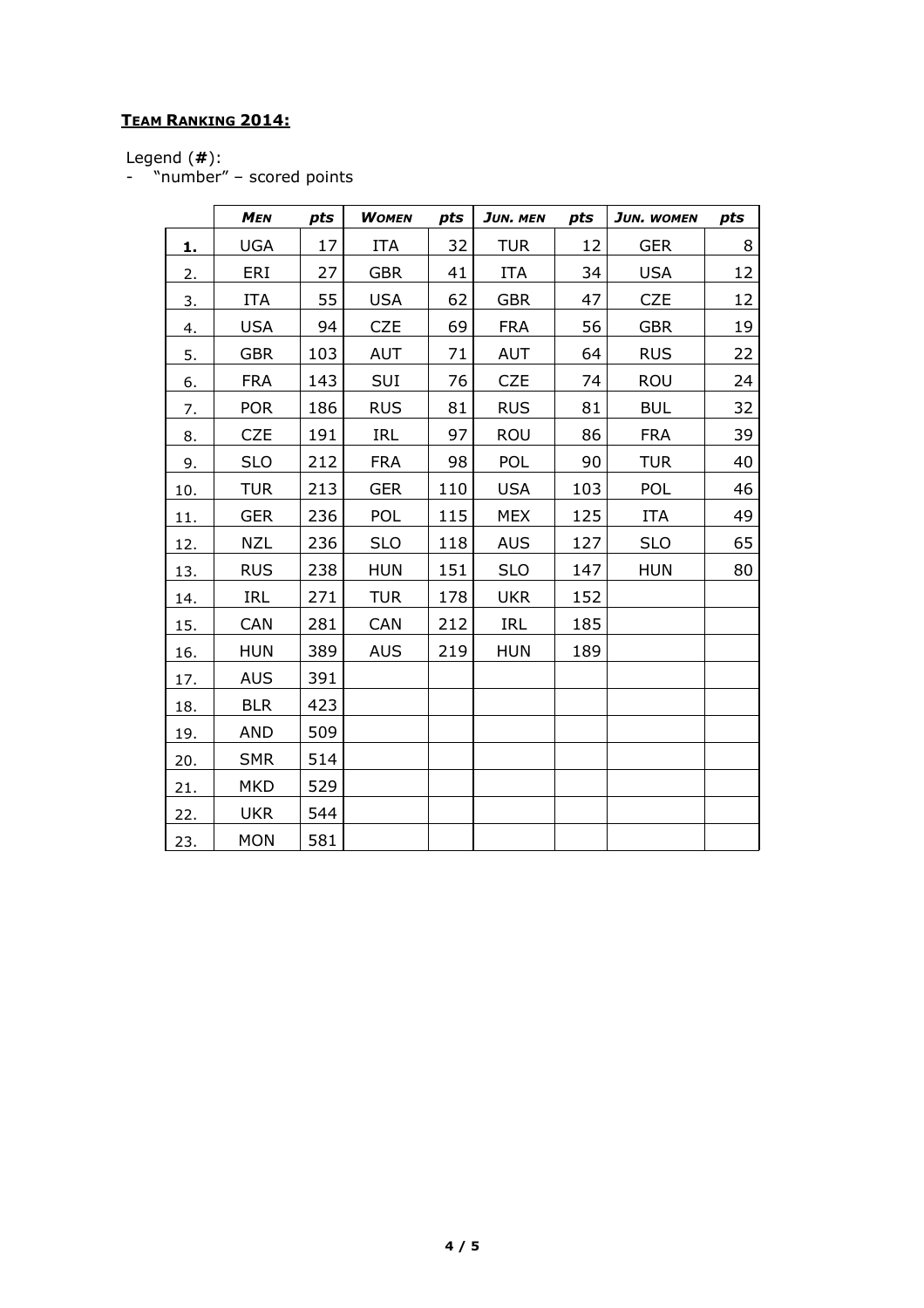**TEAM RANKING 2014:**

Legend (**#**):
- "number" – scored points

| | *MEN* | *pts* | *WOMEN* | *pts* | *JUN. MEN* | *pts* | *JUN. WOMEN* | *pts* |
|---|---|---|---|---|---|---|---|---|
| **1.** | UGA | 17 | ITA | 32 | TUR | 12 | GER | 8 |
| 2. | ERI | 27 | GBR | 41 | ITA | 34 | USA | 12 |
| 3. | ITA | 55 | USA | 62 | GBR | 47 | CZE | 12 |
| 4. | USA | 94 | CZE | 69 | FRA | 56 | GBR | 19 |
| 5. | GBR | 103 | AUT | 71 | AUT | 64 | RUS | 22 |
| 6. | FRA | 143 | SUI | 76 | CZE | 74 | ROU | 24 |
| 7. | POR | 186 | RUS | 81 | RUS | 81 | BUL | 32 |
| 8. | CZE | 191 | IRL | 97 | ROU | 86 | FRA | 39 |
| 9. | SLO | 212 | FRA | 98 | POL | 90 | TUR | 40 |
| 10. | TUR | 213 | GER | 110 | USA | 103 | POL | 46 |
| 11. | GER | 236 | POL | 115 | MEX | 125 | ITA | 49 |
| 12. | NZL | 236 | SLO | 118 | AUS | 127 | SLO | 65 |
| 13. | RUS | 238 | HUN | 151 | SLO | 147 | HUN | 80 |
| 14. | IRL | 271 | TUR | 178 | UKR | 152 | | |
| 15. | CAN | 281 | CAN | 212 | IRL | 185 | | |
| 16. | HUN | 389 | AUS | 219 | HUN | 189 | | |
| 17. | AUS | 391 | | | | | | |
| 18. | BLR | 423 | | | | | | |
| 19. | AND | 509 | | | | | | |
| 20. | SMR | 514 | | | | | | |
| 21. | MKD | 529 | | | | | | |
| 22. | UKR | 544 | | | | | | |
| 23. | MON | 581 | | | | | | |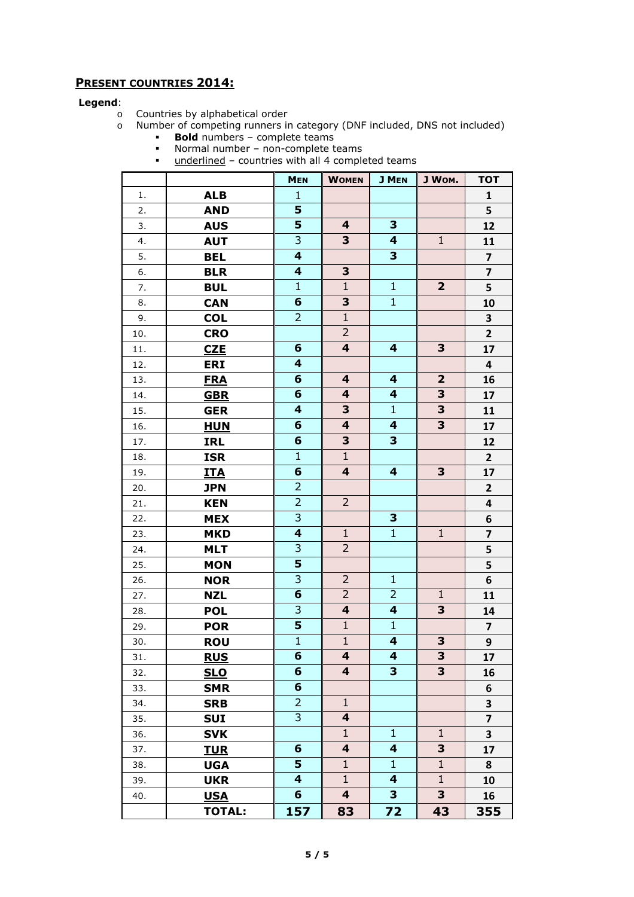## PRESENT COUNTRIES 2014:

**Legend**:

- Countries by alphabetical order
- Number of competing runners in category (DNF included, DNS not included)
  - **Bold** numbers – complete teams
  - Normal number – non-complete teams
  - underlined – countries with all 4 completed teams

| | | MEN | WOMEN | J MEN | J WOM. | TOT |
|---|---|---|---|---|---|---|
| 1. | **ALB** | 1 | | | | **1** |
| 2. | **AND** | **5** | | | | **5** |
| 3. | **AUS** | **5** | **4** | **3** | | **12** |
| 4. | **AUT** | 3 | **3** | **4** | 1 | **11** |
| 5. | **BEL** | **4** | | **3** | | **7** |
| 6. | **BLR** | **4** | **3** | | | **7** |
| 7. | **BUL** | 1 | 1 | 1 | **2** | **5** |
| 8. | **CAN** | **6** | **3** | 1 | | **10** |
| 9. | **COL** | 2 | 1 | | | **3** |
| 10. | **CRO** | | 2 | | | **2** |
| 11. | **<u>CZE</u>** | **6** | **4** | **4** | **3** | **17** |
| 12. | **ERI** | **4** | | | | **4** |
| 13. | **<u>FRA</u>** | **6** | **4** | **4** | **2** | **16** |
| 14. | **<u>GBR</u>** | **6** | **4** | **4** | **3** | **17** |
| 15. | **GER** | **4** | **3** | 1 | **3** | **11** |
| 16. | **<u>HUN</u>** | **6** | **4** | **4** | **3** | **17** |
| 17. | **IRL** | **6** | **3** | **3** | | **12** |
| 18. | **ISR** | 1 | 1 | | | **2** |
| 19. | **<u>ITA</u>** | **6** | **4** | **4** | **3** | **17** |
| 20. | **JPN** | 2 | | | | **2** |
| 21. | **KEN** | 2 | 2 | | | **4** |
| 22. | **MEX** | 3 | | **3** | | **6** |
| 23. | **MKD** | **4** | 1 | 1 | 1 | **7** |
| 24. | **MLT** | 3 | 2 | | | **5** |
| 25. | **MON** | **5** | | | | **5** |
| 26. | **NOR** | 3 | 2 | 1 | | **6** |
| 27. | **NZL** | **6** | 2 | 2 | 1 | **11** |
| 28. | **POL** | 3 | **4** | **4** | **3** | **14** |
| 29. | **POR** | **5** | 1 | 1 | | **7** |
| 30. | **ROU** | 1 | 1 | **4** | **3** | **9** |
| 31. | **<u>RUS</u>** | **6** | **4** | **4** | **3** | **17** |
| 32. | **<u>SLO</u>** | **6** | **4** | **3** | **3** | **16** |
| 33. | **SMR** | **6** | | | | **6** |
| 34. | **SRB** | 2 | 1 | | | **3** |
| 35. | **SUI** | 3 | **4** | | | **7** |
| 36. | **SVK** | | 1 | 1 | 1 | **3** |
| 37. | **<u>TUR</u>** | **6** | **4** | **4** | **3** | **17** |
| 38. | **UGA** | **5** | 1 | 1 | 1 | **8** |
| 39. | **UKR** | **4** | 1 | **4** | 1 | **10** |
| 40. | **<u>USA</u>** | **6** | **4** | **3** | **3** | **16** |
| | **TOTAL:** | **157** | **83** | **72** | **43** | **355** |